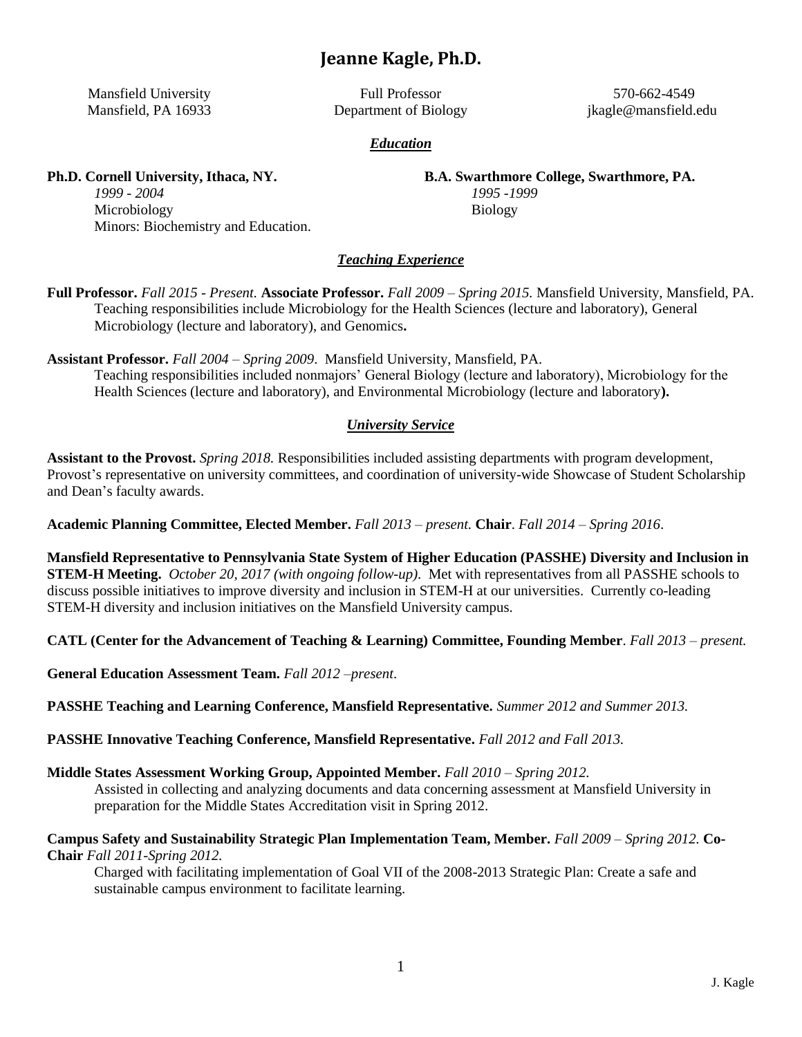# Jeanne Kagle, Ph.D.

Mansfield University
Mansfield, PA 16933

Full Professor
Department of Biology

570-662-4549
jkagle@mansfield.edu

## *Education*

**Ph.D. Cornell University, Ithaca, NY.**
*1999 - 2004*
Microbiology
Minors: Biochemistry and Education.

**B.A. Swarthmore College, Swarthmore, PA.**
*1995 -1999*
Biology

## *Teaching Experience*

**Full Professor.** *Fall 2015 - Present.* **Associate Professor.** *Fall 2009 – Spring 2015.* Mansfield University, Mansfield, PA.
Teaching responsibilities include Microbiology for the Health Sciences (lecture and laboratory), General Microbiology (lecture and laboratory), and Genomics**.**

**Assistant Professor.** *Fall 2004 – Spring 2009*. Mansfield University, Mansfield, PA.
Teaching responsibilities included nonmajors' General Biology (lecture and laboratory), Microbiology for the Health Sciences (lecture and laboratory), and Environmental Microbiology (lecture and laboratory**).**

## *University Service*

**Assistant to the Provost.** *Spring 2018.* Responsibilities included assisting departments with program development, Provost's representative on university committees, and coordination of university-wide Showcase of Student Scholarship and Dean's faculty awards.

**Academic Planning Committee, Elected Member.** *Fall 2013 – present.* **Chair**. *Fall 2014 – Spring 2016*.

**Mansfield Representative to Pennsylvania State System of Higher Education (PASSHE) Diversity and Inclusion in STEM-H Meeting.** *October 20, 2017 (with ongoing follow-up)*. Met with representatives from all PASSHE schools to discuss possible initiatives to improve diversity and inclusion in STEM-H at our universities. Currently co-leading STEM-H diversity and inclusion initiatives on the Mansfield University campus.

**CATL (Center for the Advancement of Teaching & Learning) Committee, Founding Member**. *Fall 2013 – present.*

**General Education Assessment Team.** *Fall 2012 –present*.

**PASSHE Teaching and Learning Conference, Mansfield Representative.** *Summer 2012 and Summer 2013.*

**PASSHE Innovative Teaching Conference, Mansfield Representative.** *Fall 2012 and Fall 2013.*

**Middle States Assessment Working Group, Appointed Member.** *Fall 2010 – Spring 2012.*
Assisted in collecting and analyzing documents and data concerning assessment at Mansfield University in preparation for the Middle States Accreditation visit in Spring 2012.

**Campus Safety and Sustainability Strategic Plan Implementation Team, Member.** *Fall 2009 – Spring 2012.* **Co-Chair** *Fall 2011-Spring 2012.*
Charged with facilitating implementation of Goal VII of the 2008-2013 Strategic Plan: Create a safe and sustainable campus environment to facilitate learning.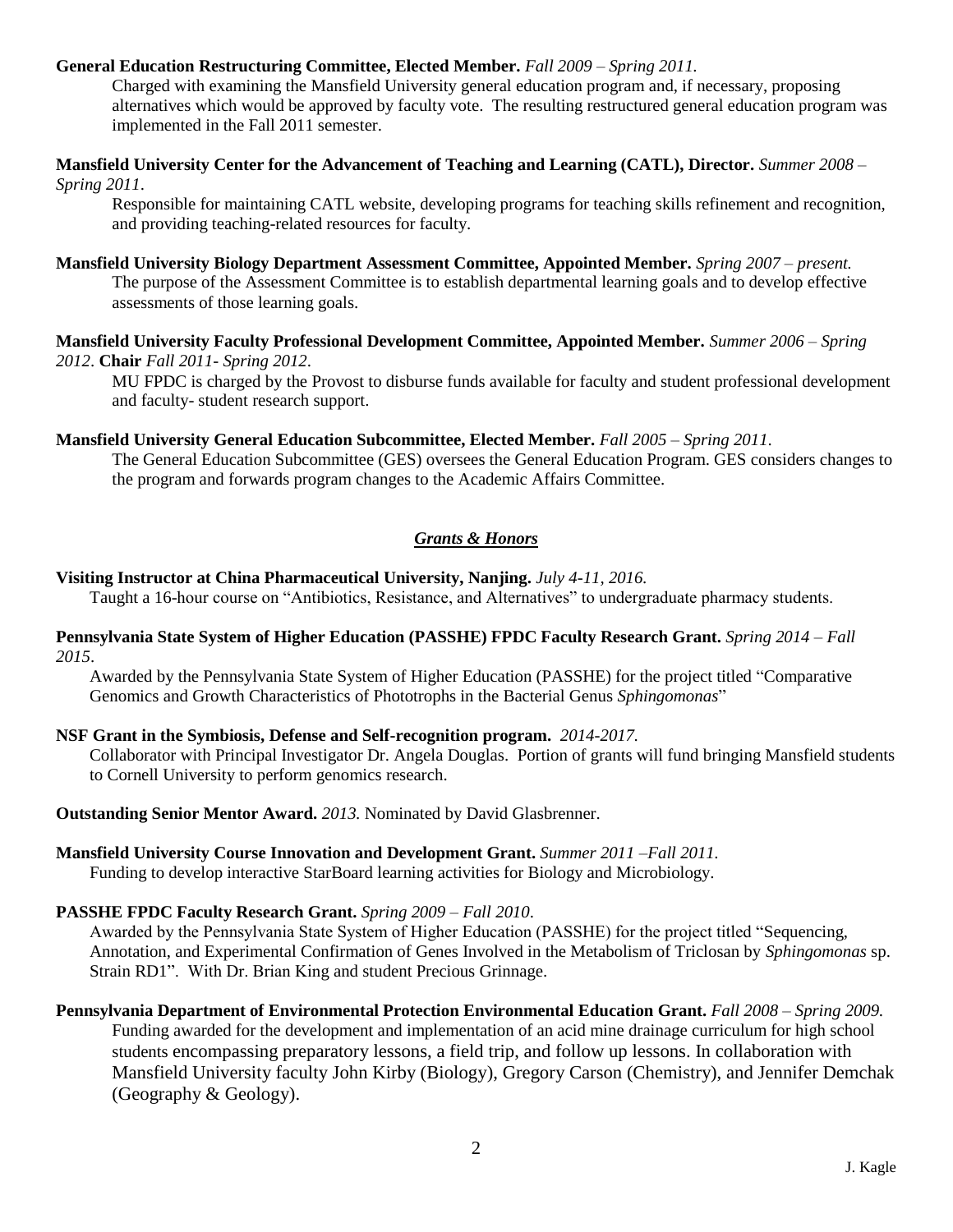**General Education Restructuring Committee, Elected Member.** *Fall 2009 – Spring 2011.*

Charged with examining the Mansfield University general education program and, if necessary, proposing alternatives which would be approved by faculty vote. The resulting restructured general education program was implemented in the Fall 2011 semester.

**Mansfield University Center for the Advancement of Teaching and Learning (CATL), Director.** *Summer 2008 – Spring 2011*.

Responsible for maintaining CATL website, developing programs for teaching skills refinement and recognition, and providing teaching-related resources for faculty.

**Mansfield University Biology Department Assessment Committee, Appointed Member.** *Spring 2007 – present.*

The purpose of the Assessment Committee is to establish departmental learning goals and to develop effective assessments of those learning goals.

**Mansfield University Faculty Professional Development Committee, Appointed Member.** *Summer 2006 – Spring 2012*. **Chair** *Fall 2011- Spring 2012*.

MU FPDC is charged by the Provost to disburse funds available for faculty and student professional development and faculty- student research support.

**Mansfield University General Education Subcommittee, Elected Member.** *Fall 2005 – Spring 2011.*

The General Education Subcommittee (GES) oversees the General Education Program. GES considers changes to the program and forwards program changes to the Academic Affairs Committee.

## *Grants & Honors*

**Visiting Instructor at China Pharmaceutical University, Nanjing.** *July 4-11, 2016.*

Taught a 16-hour course on "Antibiotics, Resistance, and Alternatives" to undergraduate pharmacy students.

**Pennsylvania State System of Higher Education (PASSHE) FPDC Faculty Research Grant.** *Spring 2014 – Fall 2015*.

Awarded by the Pennsylvania State System of Higher Education (PASSHE) for the project titled "Comparative Genomics and Growth Characteristics of Phototrophs in the Bacterial Genus *Sphingomonas*"

**NSF Grant in the Symbiosis, Defense and Self-recognition program.** *2014-2017.*

Collaborator with Principal Investigator Dr. Angela Douglas. Portion of grants will fund bringing Mansfield students to Cornell University to perform genomics research.

**Outstanding Senior Mentor Award.** *2013.* Nominated by David Glasbrenner.

**Mansfield University Course Innovation and Development Grant.** *Summer 2011 –Fall 2011.*

Funding to develop interactive StarBoard learning activities for Biology and Microbiology.

**PASSHE FPDC Faculty Research Grant.** *Spring 2009 – Fall 2010*.

Awarded by the Pennsylvania State System of Higher Education (PASSHE) for the project titled "Sequencing, Annotation, and Experimental Confirmation of Genes Involved in the Metabolism of Triclosan by *Sphingomonas* sp. Strain RD1". With Dr. Brian King and student Precious Grinnage.

**Pennsylvania Department of Environmental Protection Environmental Education Grant.** *Fall 2008 – Spring 2009.*

Funding awarded for the development and implementation of an acid mine drainage curriculum for high school students encompassing preparatory lessons, a field trip, and follow up lessons. In collaboration with Mansfield University faculty John Kirby (Biology), Gregory Carson (Chemistry), and Jennifer Demchak (Geography & Geology).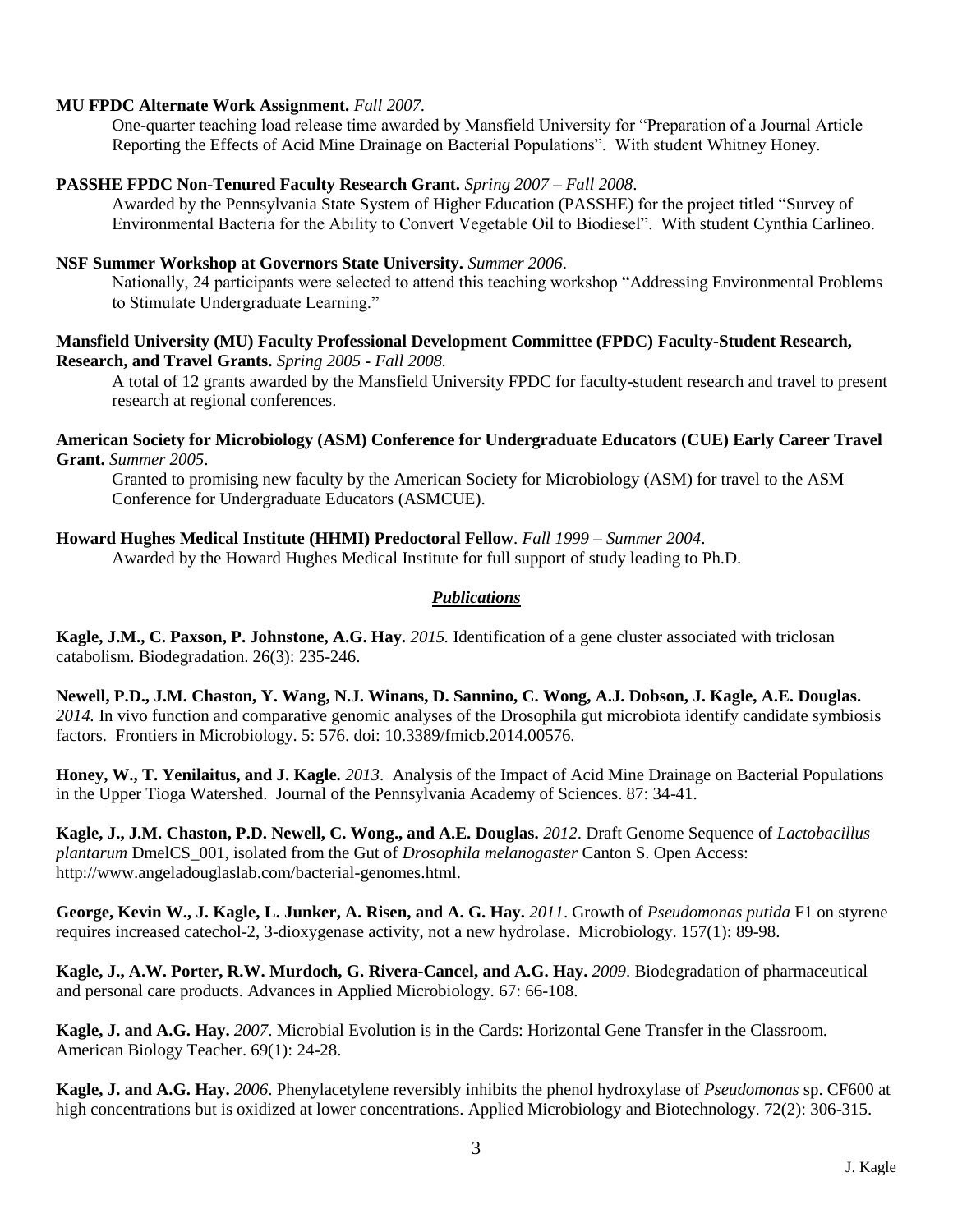**MU FPDC Alternate Work Assignment.** *Fall 2007.*

One-quarter teaching load release time awarded by Mansfield University for "Preparation of a Journal Article Reporting the Effects of Acid Mine Drainage on Bacterial Populations". With student Whitney Honey.

**PASSHE FPDC Non-Tenured Faculty Research Grant.** *Spring 2007 – Fall 2008*.

Awarded by the Pennsylvania State System of Higher Education (PASSHE) for the project titled "Survey of Environmental Bacteria for the Ability to Convert Vegetable Oil to Biodiesel". With student Cynthia Carlineo.

**NSF Summer Workshop at Governors State University.** *Summer 2006*.

Nationally, 24 participants were selected to attend this teaching workshop "Addressing Environmental Problems to Stimulate Undergraduate Learning."

**Mansfield University (MU) Faculty Professional Development Committee (FPDC) Faculty-Student Research, Research, and Travel Grants.** *Spring 2005 - Fall 2008.*

A total of 12 grants awarded by the Mansfield University FPDC for faculty-student research and travel to present research at regional conferences.

**American Society for Microbiology (ASM) Conference for Undergraduate Educators (CUE) Early Career Travel Grant.** *Summer 2005*.

Granted to promising new faculty by the American Society for Microbiology (ASM) for travel to the ASM Conference for Undergraduate Educators (ASMCUE).

**Howard Hughes Medical Institute (HHMI) Predoctoral Fellow**. *Fall 1999 – Summer 2004*.

Awarded by the Howard Hughes Medical Institute for full support of study leading to Ph.D.

## *Publications*

**Kagle, J.M., C. Paxson, P. Johnstone, A.G. Hay.** *2015.* Identification of a gene cluster associated with triclosan catabolism. Biodegradation. 26(3): 235-246.

**Newell, P.D., J.M. Chaston, Y. Wang, N.J. Winans, D. Sannino, C. Wong, A.J. Dobson, J. Kagle, A.E. Douglas.** *2014.* In vivo function and comparative genomic analyses of the Drosophila gut microbiota identify candidate symbiosis factors. Frontiers in Microbiology. 5: 576. doi: 10.3389/fmicb.2014.00576.

**Honey, W., T. Yenilaitus, and J. Kagle.** *2013*. Analysis of the Impact of Acid Mine Drainage on Bacterial Populations in the Upper Tioga Watershed. Journal of the Pennsylvania Academy of Sciences. 87: 34-41.

**Kagle, J., J.M. Chaston, P.D. Newell, C. Wong., and A.E. Douglas.** *2012*. Draft Genome Sequence of *Lactobacillus plantarum* DmelCS_001, isolated from the Gut of *Drosophila melanogaster* Canton S. Open Access: http://www.angeladouglaslab.com/bacterial-genomes.html.

**George, Kevin W., J. Kagle, L. Junker, A. Risen, and A. G. Hay.** *2011*. Growth of *Pseudomonas putida* F1 on styrene requires increased catechol-2, 3-dioxygenase activity, not a new hydrolase. Microbiology. 157(1): 89-98.

**Kagle, J., A.W. Porter, R.W. Murdoch, G. Rivera-Cancel, and A.G. Hay.** *2009*. Biodegradation of pharmaceutical and personal care products. Advances in Applied Microbiology. 67: 66-108.

**Kagle, J. and A.G. Hay.** *2007*. Microbial Evolution is in the Cards: Horizontal Gene Transfer in the Classroom. American Biology Teacher. 69(1): 24-28.

**Kagle, J. and A.G. Hay.** *2006*. Phenylacetylene reversibly inhibits the phenol hydroxylase of *Pseudomonas* sp. CF600 at high concentrations but is oxidized at lower concentrations. Applied Microbiology and Biotechnology. 72(2): 306-315.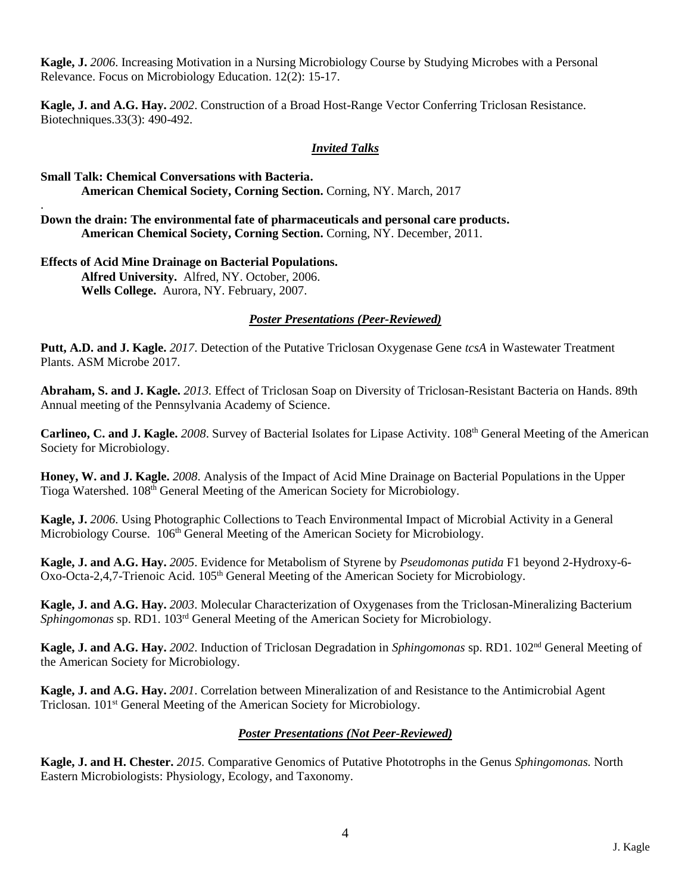**Kagle, J.** *2006*. Increasing Motivation in a Nursing Microbiology Course by Studying Microbes with a Personal Relevance. Focus on Microbiology Education. 12(2): 15-17.

**Kagle, J. and A.G. Hay.** *2002*. Construction of a Broad Host-Range Vector Conferring Triclosan Resistance. Biotechniques.33(3): 490-492.

## ***Invited Talks***

**Small Talk: Chemical Conversations with Bacteria.**
**American Chemical Society, Corning Section.** Corning, NY. March, 2017

.

**Down the drain: The environmental fate of pharmaceuticals and personal care products.**
**American Chemical Society, Corning Section.** Corning, NY. December, 2011.

**Effects of Acid Mine Drainage on Bacterial Populations.**
**Alfred University.** Alfred, NY. October, 2006.
**Wells College.** Aurora, NY. February, 2007.

## ***Poster Presentations (Peer-Reviewed)***

**Putt, A.D. and J. Kagle.** *2017*. Detection of the Putative Triclosan Oxygenase Gene *tcsA* in Wastewater Treatment Plants. ASM Microbe 2017.

**Abraham, S. and J. Kagle.** *2013.* Effect of Triclosan Soap on Diversity of Triclosan-Resistant Bacteria on Hands. 89th Annual meeting of the Pennsylvania Academy of Science.

**Carlineo, C. and J. Kagle.** *2008*. Survey of Bacterial Isolates for Lipase Activity. 108th General Meeting of the American Society for Microbiology.

**Honey, W. and J. Kagle.** *2008*. Analysis of the Impact of Acid Mine Drainage on Bacterial Populations in the Upper Tioga Watershed. 108th General Meeting of the American Society for Microbiology.

**Kagle, J.** *2006*. Using Photographic Collections to Teach Environmental Impact of Microbial Activity in a General Microbiology Course. 106th General Meeting of the American Society for Microbiology.

**Kagle, J. and A.G. Hay.** *2005*. Evidence for Metabolism of Styrene by *Pseudomonas putida* F1 beyond 2-Hydroxy-6-Oxo-Octa-2,4,7-Trienoic Acid. 105th General Meeting of the American Society for Microbiology.

**Kagle, J. and A.G. Hay.** *2003*. Molecular Characterization of Oxygenases from the Triclosan-Mineralizing Bacterium *Sphingomonas* sp. RD1. 103rd General Meeting of the American Society for Microbiology.

**Kagle, J. and A.G. Hay.** *2002*. Induction of Triclosan Degradation in *Sphingomonas* sp. RD1. 102nd General Meeting of the American Society for Microbiology.

**Kagle, J. and A.G. Hay.** *2001*. Correlation between Mineralization of and Resistance to the Antimicrobial Agent Triclosan. 101st General Meeting of the American Society for Microbiology.

## ***Poster Presentations (Not Peer-Reviewed)***

**Kagle, J. and H. Chester.** *2015.* Comparative Genomics of Putative Phototrophs in the Genus *Sphingomonas.* North Eastern Microbiologists: Physiology, Ecology, and Taxonomy.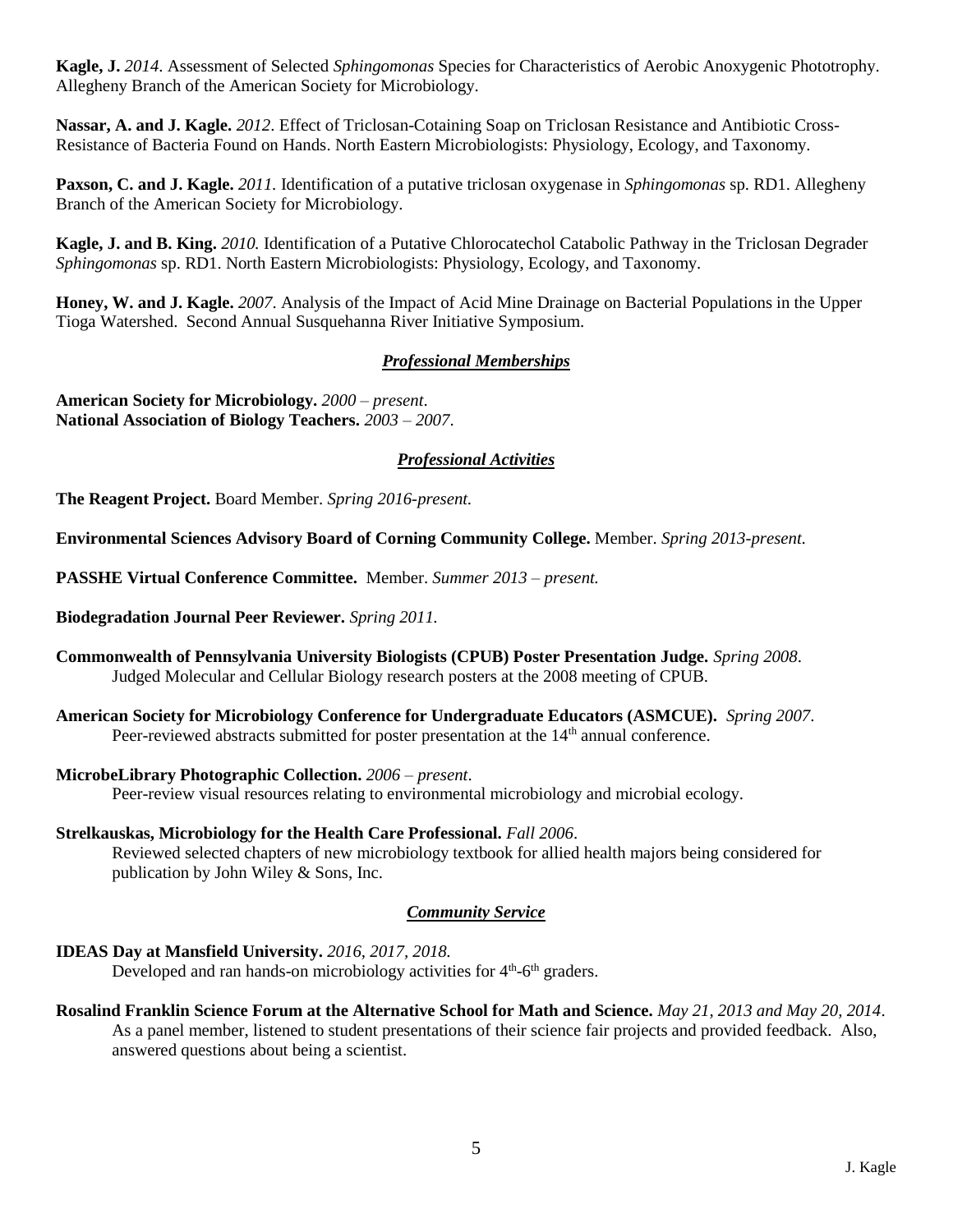**Kagle, J.** *2014.* Assessment of Selected *Sphingomonas* Species for Characteristics of Aerobic Anoxygenic Phototrophy. Allegheny Branch of the American Society for Microbiology.

**Nassar, A. and J. Kagle.** *2012*. Effect of Triclosan-Cotaining Soap on Triclosan Resistance and Antibiotic Cross-Resistance of Bacteria Found on Hands. North Eastern Microbiologists: Physiology, Ecology, and Taxonomy.

**Paxson, C. and J. Kagle.** *2011.* Identification of a putative triclosan oxygenase in *Sphingomonas* sp. RD1. Allegheny Branch of the American Society for Microbiology.

**Kagle, J. and B. King.** *2010.* Identification of a Putative Chlorocatechol Catabolic Pathway in the Triclosan Degrader *Sphingomonas* sp. RD1. North Eastern Microbiologists: Physiology, Ecology, and Taxonomy.

**Honey, W. and J. Kagle.** *2007*. Analysis of the Impact of Acid Mine Drainage on Bacterial Populations in the Upper Tioga Watershed. Second Annual Susquehanna River Initiative Symposium.

## *Professional Memberships*

**American Society for Microbiology.** *2000 – present*.
**National Association of Biology Teachers.** *2003 – 2007*.

## *Professional Activities*

**The Reagent Project.** Board Member. *Spring 2016-present.*

**Environmental Sciences Advisory Board of Corning Community College.** Member. *Spring 2013-present.*

**PASSHE Virtual Conference Committee.** Member. *Summer 2013 – present.*

**Biodegradation Journal Peer Reviewer.** *Spring 2011.*

**Commonwealth of Pennsylvania University Biologists (CPUB) Poster Presentation Judge.** *Spring 2008*.
Judged Molecular and Cellular Biology research posters at the 2008 meeting of CPUB.

**American Society for Microbiology Conference for Undergraduate Educators (ASMCUE).** *Spring 2007*.
Peer-reviewed abstracts submitted for poster presentation at the 14th annual conference.

**MicrobeLibrary Photographic Collection.** *2006 – present*.
Peer-review visual resources relating to environmental microbiology and microbial ecology.

**Strelkauskas, Microbiology for the Health Care Professional.** *Fall 2006*.
Reviewed selected chapters of new microbiology textbook for allied health majors being considered for publication by John Wiley & Sons, Inc.

## *Community Service*

**IDEAS Day at Mansfield University.** *2016, 2017, 2018.*
Developed and ran hands-on microbiology activities for 4th-6th graders.

**Rosalind Franklin Science Forum at the Alternative School for Math and Science.** *May 21, 2013 and May 20, 2014*.
As a panel member, listened to student presentations of their science fair projects and provided feedback. Also, answered questions about being a scientist.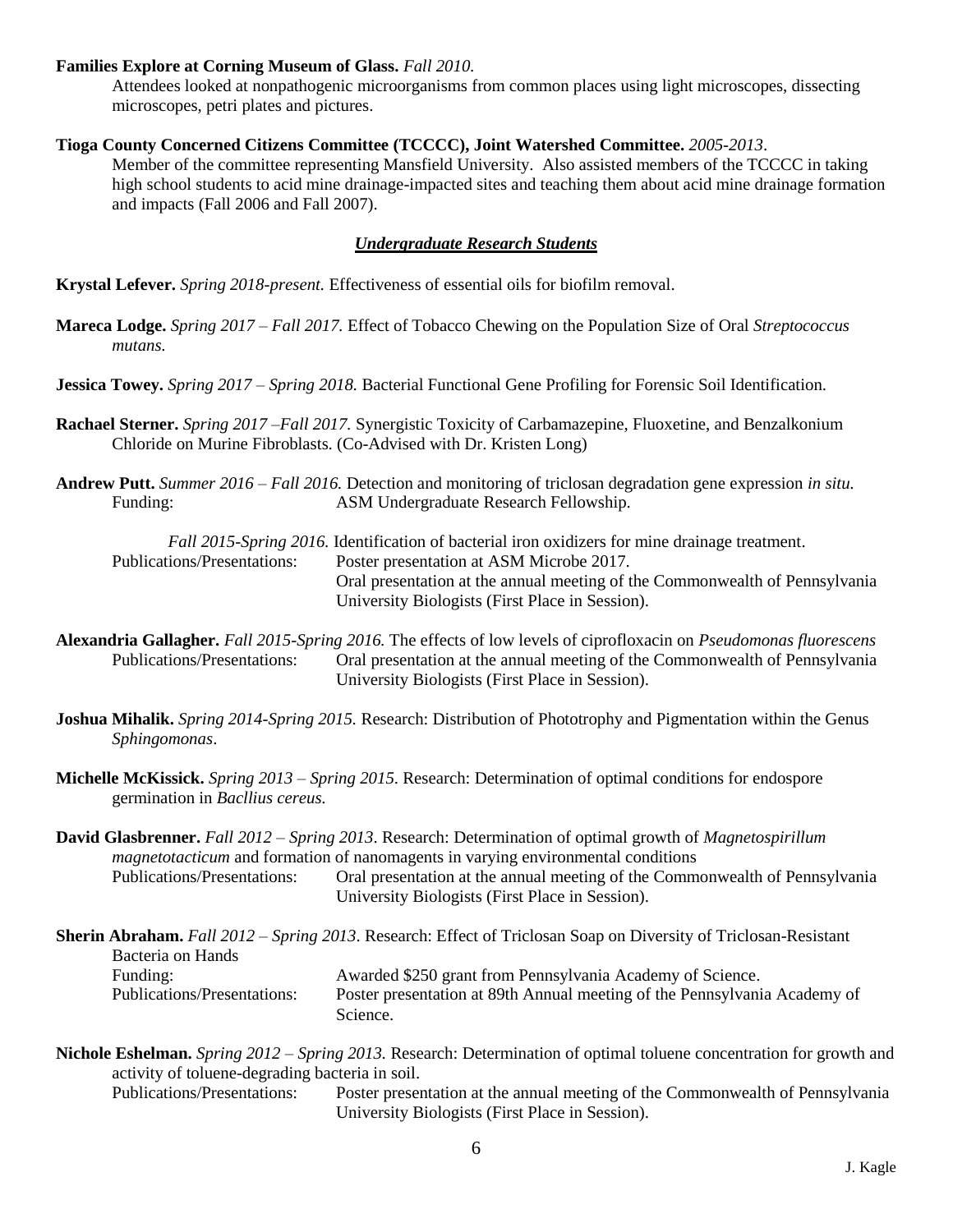**Families Explore at Corning Museum of Glass.** *Fall 2010.*

Attendees looked at nonpathogenic microorganisms from common places using light microscopes, dissecting microscopes, petri plates and pictures.

**Tioga County Concerned Citizens Committee (TCCCC), Joint Watershed Committee.** *2005-2013*.

Member of the committee representing Mansfield University. Also assisted members of the TCCCC in taking high school students to acid mine drainage-impacted sites and teaching them about acid mine drainage formation and impacts (Fall 2006 and Fall 2007).

## ***Undergraduate Research Students***

**Krystal Lefever.** *Spring 2018-present.* Effectiveness of essential oils for biofilm removal.

**Mareca Lodge.** *Spring 2017 – Fall 2017.* Effect of Tobacco Chewing on the Population Size of Oral *Streptococcus mutans.*

**Jessica Towey.** *Spring 2017 – Spring 2018.* Bacterial Functional Gene Profiling for Forensic Soil Identification.

**Rachael Sterner.** *Spring 2017 –Fall 2017.* Synergistic Toxicity of Carbamazepine, Fluoxetine, and Benzalkonium Chloride on Murine Fibroblasts. (Co-Advised with Dr. Kristen Long)

**Andrew Putt.** *Summer 2016 – Fall 2016.* Detection and monitoring of triclosan degradation gene expression *in situ.*

Funding: ASM Undergraduate Research Fellowship.

*Fall 2015-Spring 2016.* Identification of bacterial iron oxidizers for mine drainage treatment.

Publications/Presentations: Poster presentation at ASM Microbe 2017.
Oral presentation at the annual meeting of the Commonwealth of Pennsylvania University Biologists (First Place in Session).

**Alexandria Gallagher.** *Fall 2015-Spring 2016.* The effects of low levels of ciprofloxacin on *Pseudomonas fluorescens*

Publications/Presentations: Oral presentation at the annual meeting of the Commonwealth of Pennsylvania University Biologists (First Place in Session).

**Joshua Mihalik.** *Spring 2014-Spring 2015.* Research: Distribution of Phototrophy and Pigmentation within the Genus *Sphingomonas*.

**Michelle McKissick.** *Spring 2013 – Spring 2015*. Research: Determination of optimal conditions for endospore germination in *Bacllius cereus.*

**David Glasbrenner.** *Fall 2012 – Spring 2013*. Research: Determination of optimal growth of *Magnetospirillum magnetotacticum* and formation of nanomagents in varying environmental conditions

Publications/Presentations: Oral presentation at the annual meeting of the Commonwealth of Pennsylvania University Biologists (First Place in Session).

**Sherin Abraham.** *Fall 2012 – Spring 2013*. Research: Effect of Triclosan Soap on Diversity of Triclosan-Resistant Bacteria on Hands

Funding: Awarded $250 grant from Pennsylvania Academy of Science.

Publications/Presentations: Poster presentation at 89th Annual meeting of the Pennsylvania Academy of Science.

**Nichole Eshelman.** *Spring 2012 – Spring 2013.* Research: Determination of optimal toluene concentration for growth and activity of toluene-degrading bacteria in soil.

Publications/Presentations: Poster presentation at the annual meeting of the Commonwealth of Pennsylvania University Biologists (First Place in Session).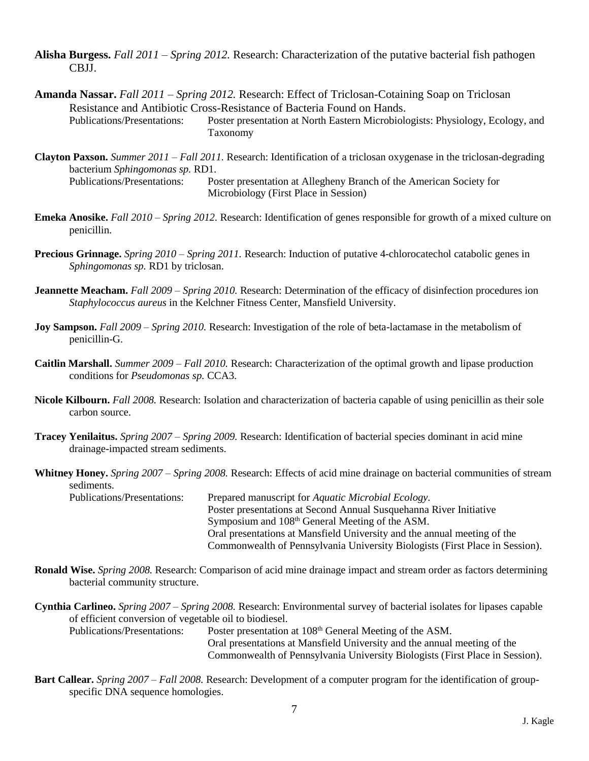**Alisha Burgess.** *Fall 2011 – Spring 2012.* Research: Characterization of the putative bacterial fish pathogen CBJJ.

**Amanda Nassar.** *Fall 2011 – Spring 2012.* Research: Effect of Triclosan-Cotaining Soap on Triclosan Resistance and Antibiotic Cross-Resistance of Bacteria Found on Hands.
Publications/Presentations: Poster presentation at North Eastern Microbiologists: Physiology, Ecology, and Taxonomy

**Clayton Paxson.** *Summer 2011 – Fall 2011.* Research: Identification of a triclosan oxygenase in the triclosan-degrading bacterium *Sphingomonas sp.* RD1.
Publications/Presentations: Poster presentation at Allegheny Branch of the American Society for Microbiology (First Place in Session)

**Emeka Anosike.** *Fall 2010 – Spring 2012.* Research: Identification of genes responsible for growth of a mixed culture on penicillin.

**Precious Grinnage.** *Spring 2010 – Spring 2011.* Research: Induction of putative 4-chlorocatechol catabolic genes in *Sphingomonas sp.* RD1 by triclosan.

**Jeannette Meacham.** *Fall 2009 – Spring 2010.* Research: Determination of the efficacy of disinfection procedures ion *Staphylococcus aureus* in the Kelchner Fitness Center, Mansfield University.

**Joy Sampson.** *Fall 2009 – Spring 2010.* Research: Investigation of the role of beta-lactamase in the metabolism of penicillin-G.

**Caitlin Marshall.** *Summer 2009 – Fall 2010.* Research: Characterization of the optimal growth and lipase production conditions for *Pseudomonas sp.* CCA3.

**Nicole Kilbourn.** *Fall 2008.* Research: Isolation and characterization of bacteria capable of using penicillin as their sole carbon source.

**Tracey Yenilaitus.** *Spring 2007 – Spring 2009.* Research: Identification of bacterial species dominant in acid mine drainage-impacted stream sediments.

**Whitney Honey.** *Spring 2007 – Spring 2008.* Research: Effects of acid mine drainage on bacterial communities of stream sediments.
Publications/Presentations: Prepared manuscript for *Aquatic Microbial Ecology*.
Poster presentations at Second Annual Susquehanna River Initiative Symposium and 108th General Meeting of the ASM.
Oral presentations at Mansfield University and the annual meeting of the Commonwealth of Pennsylvania University Biologists (First Place in Session).

**Ronald Wise.** *Spring 2008.* Research: Comparison of acid mine drainage impact and stream order as factors determining bacterial community structure.

**Cynthia Carlineo.** *Spring 2007 – Spring 2008.* Research: Environmental survey of bacterial isolates for lipases capable of efficient conversion of vegetable oil to biodiesel.
Publications/Presentations: Poster presentation at 108th General Meeting of the ASM.
Oral presentations at Mansfield University and the annual meeting of the Commonwealth of Pennsylvania University Biologists (First Place in Session).

**Bart Callear.** *Spring 2007 – Fall 2008.* Research: Development of a computer program for the identification of group-specific DNA sequence homologies.